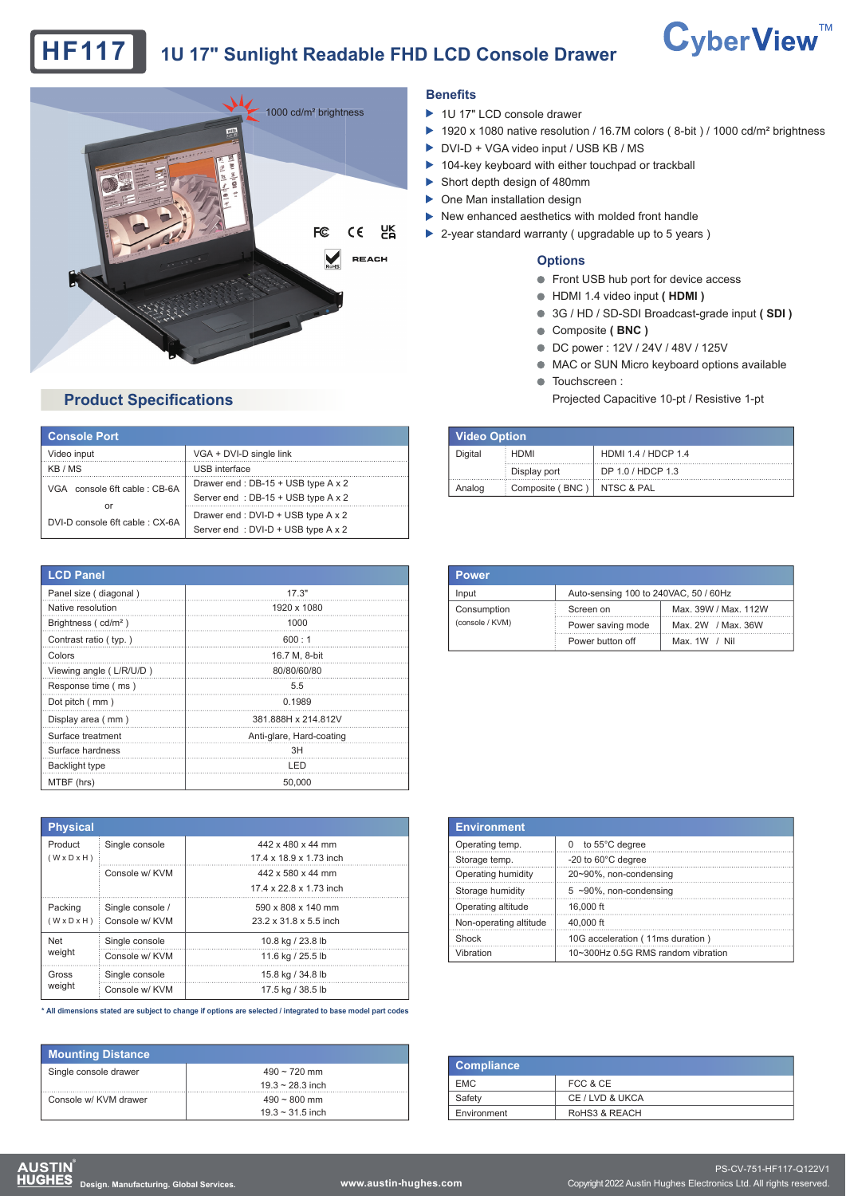# HF117 1U 17" Sunlight Readable FHD LCD Console Drawer

CyberView™

1000 cd/m² brightness

## Benefits

- 1U 17" LCD console drawer
- 1920 x 1080 native resolution / 16.7M colors ( 8-bit ) / 1000 cd/m² brightness
- DVI-D + VGA video input / USB KB / MS
- 104-key keyboard with either touchpad or trackball
- Short depth design of 480mm
- One Man installation design
- New enhanced aesthetics with molded front handle
- 2-year standard warranty ( upgradable up to 5 years )

## Options

- Front USB hub port for device access
- HDMI 1.4 video input **( HDMI )**
- 3G / HD / SD-SDI Broadcast-grade input **( SDI )**
- Composite **( BNC )**
- DC power : 12V / 24V / 48V / 125V
- MAC or SUN Micro keyboard options available
- Touchscreen :
  Projected Capacitive 10-pt / Resistive 1-pt

## Product Specifications

| Console Port | |
|---|---|
| Video input | VGA + DVI-D single link |
| KB / MS | USB interface |
| VGA console 6ft cable : CB-6A | Drawer end : DB-15 + USB type A x 2<br>Server end : DB-15 + USB type A x 2 |
| or | |
| DVI-D console 6ft cable : CX-6A | Drawer end : DVI-D + USB type A x 2<br>Server end : DVI-D + USB type A x 2 |

| Video Option | | |
|---|---|---|
| Digital | HDMI | HDMI 1.4 / HDCP 1.4 |
| | Display port | DP 1.0 / HDCP 1.3 |
| Analog | Composite ( BNC ) | NTSC & PAL |

| LCD Panel | |
|---|---|
| Panel size ( diagonal ) | 17.3" |
| Native resolution | 1920 x 1080 |
| Brightness ( cd/m² ) | 1000 |
| Contrast ratio ( typ. ) | 600 : 1 |
| Colors | 16.7 M, 8-bit |
| Viewing angle ( L/R/U/D ) | 80/80/60/80 |
| Response time ( ms ) | 5.5 |
| Dot pitch ( mm ) | 0.1989 |
| Display area ( mm ) | 381.888H x 214.812V |
| Surface treatment | Anti-glare, Hard-coating |
| Surface hardness | 3H |
| Backlight type | LED |
| MTBF (hrs) | 50,000 |

| Power | | |
|---|---|---|
| Input | Auto-sensing 100 to 240VAC, 50 / 60Hz | |
| Consumption (console / KVM) | Screen on | Max. 39W / Max. 112W |
| | Power saving mode | Max. 2W / Max. 36W |
| | Power button off | Max. 1W / Nil |

| Physical | | |
|---|---|---|
| Product ( W x D x H ) | Single console | 442 x 480 x 44 mm<br>17.4 x 18.9 x 1.73 inch |
| | Console w/ KVM | 442 x 580 x 44 mm<br>17.4 x 22.8 x 1.73 inch |
| Packing ( W x D x H ) | Single console / Console w/ KVM | 590 x 808 x 140 mm<br>23.2 x 31.8 x 5.5 inch |
| Net weight | Single console | 10.8 kg / 23.8 lb |
| | Console w/ KVM | 11.6 kg / 25.5 lb |
| Gross weight | Single console | 15.8 kg / 34.8 lb |
| | Console w/ KVM | 17.5 kg / 38.5 lb |

*** All dimensions stated are subject to change if options are selected / integrated to base model part codes**

| Environment | |
|---|---|
| Operating temp. | 0 to 55°C degree |
| Storage temp. | -20 to 60°C degree |
| Operating humidity | 20~90%, non-condensing |
| Storage humidity | 5 ~90%, non-condensing |
| Operating altitude | 16,000 ft |
| Non-operating altitude | 40,000 ft |
| Shock | 10G acceleration ( 11ms duration ) |
| Vibration | 10~300Hz 0.5G RMS random vibration |

| Mounting Distance | |
|---|---|
| Single console drawer | 490 ~ 720 mm<br>19.3 ~ 28.3 inch |
| Console w/ KVM drawer | 490 ~ 800 mm<br>19.3 ~ 31.5 inch |

| Compliance | |
|---|---|
| EMC | FCC & CE |
| Safety | CE / LVD & UKCA |
| Environment | RoHS3 & REACH |

AUSTIN HUGHES Design. Manufacturing. Global Services. www.austin-hughes.com

PS-CV-751-HF117-Q122V1 Copyright 2022 Austin Hughes Electronics Ltd. All rights reserved.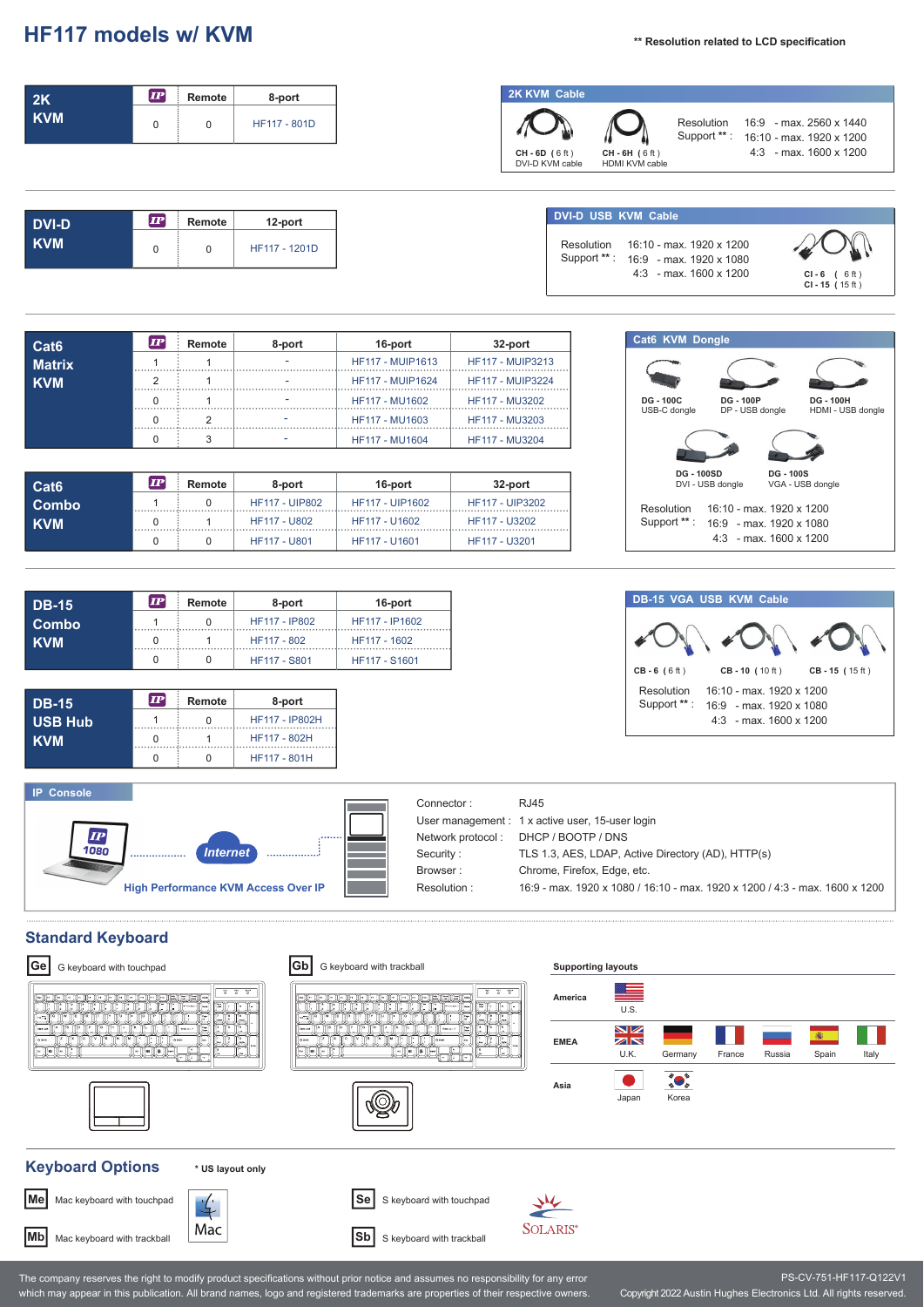# HF117 models w/ KVM

** Resolution related to LCD specification

## 2K KVM

| IP | Remote | 8-port |
|---|---|---|
| 0 | 0 | HF117 - 801D |

### 2K KVM Cable

CH - 6D ( 6 ft ) DVI-D KVM cable

CH - 6H ( 6 ft ) HDMI KVM cable

Resolution Support ** : 16:9 - max. 2560 x 1440 / 16:10 - max. 1920 x 1200 / 4:3 - max. 1600 x 1200

## DVI-D KVM

| IP | Remote | 12-port |
|---|---|---|
| 0 | 0 | HF117 - 1201D |

### DVI-D USB KVM Cable

Resolution Support ** : 16:10 - max. 1920 x 1200 / 16:9 - max. 1920 x 1080 / 4:3 - max. 1600 x 1200

CI - 6 ( 6 ft )
CI - 15 ( 15 ft )

## Cat6 Matrix KVM

| IP | Remote | 8-port | 16-port | 32-port |
|---|---|---|---|---|
| 1 | 1 | - | HF117 - MUIP1613 | HF117 - MUIP3213 |
| 2 | 1 | - | HF117 - MUIP1624 | HF117 - MUIP3224 |
| 0 | 1 | - | HF117 - MU1602 | HF117 - MU3202 |
| 0 | 2 | - | HF117 - MU1603 | HF117 - MU3203 |
| 0 | 3 | - | HF117 - MU1604 | HF117 - MU3204 |

## Cat6 Combo KVM

| IP | Remote | 8-port | 16-port | 32-port |
|---|---|---|---|---|
| 1 | 0 | HF117 - UIP802 | HF117 - UIP1602 | HF117 - UIP3202 |
| 0 | 1 | HF117 - U802 | HF117 - U1602 | HF117 - U3202 |
| 0 | 0 | HF117 - U801 | HF117 - U1601 | HF117 - U3201 |

### Cat6 KVM Dongle

DG - 100C USB-C dongle

DG - 100P DP - USB dongle

DG - 100H HDMI - USB dongle

DG - 100SD DVI - USB dongle

DG - 100S VGA - USB dongle

Resolution Support ** : 16:10 - max. 1920 x 1200 / 16:9 - max. 1920 x 1080 / 4:3 - max. 1600 x 1200

## DB-15 Combo KVM

| IP | Remote | 8-port | 16-port |
|---|---|---|---|
| 1 | 0 | HF117 - IP802 | HF117 - IP1602 |
| 0 | 1 | HF117 - 802 | HF117 - 1602 |
| 0 | 0 | HF117 - S801 | HF117 - S1601 |

## DB-15 USB Hub KVM

| IP | Remote | 8-port |
|---|---|---|
| 1 | 0 | HF117 - IP802H |
| 0 | 1 | HF117 - 802H |
| 0 | 0 | HF117 - 801H |

### DB-15 VGA USB KVM Cable

CB - 6 ( 6 ft )

CB - 10 ( 10 ft )

CB - 15 ( 15 ft )

Resolution Support ** : 16:10 - max. 1920 x 1200 / 16:9 - max. 1920 x 1080 / 4:3 - max. 1600 x 1200

## IP Console

IP 1080 — Internet

High Performance KVM Access Over IP

- Connector : RJ45
- User management : 1 x active user, 15-user login
- Network protocol : DHCP / BOOTP / DNS
- Security : TLS 1.3, AES, LDAP, Active Directory (AD), HTTP(s)
- Browser : Chrome, Firefox, Edge, etc.
- Resolution : 16:9 - max. 1920 x 1080 / 16:10 - max. 1920 x 1200 / 4:3 - max. 1600 x 1200

## Standard Keyboard

**Ge** G keyboard with touchpad

**Gb** G keyboard with trackball

### Supporting layouts

- America: U.S.
- EMEA: U.K., Germany, France, Russia, Spain, Italy
- Asia: Japan, Korea

## Keyboard Options

* US layout only

**Me** Mac keyboard with touchpad

**Mb** Mac keyboard with trackball

Mac

**Se** S keyboard with touchpad

**Sb** S keyboard with trackball

SOLARIS®

The company reserves the right to modify product specifications without prior notice and assumes no responsibility for any error which may appear in this publication. All brand names, logo and registered trademarks are properties of their respective owners.

PS-CV-751-HF117-Q122V1

Copyright 2022 Austin Hughes Electronics Ltd. All rights reserved.